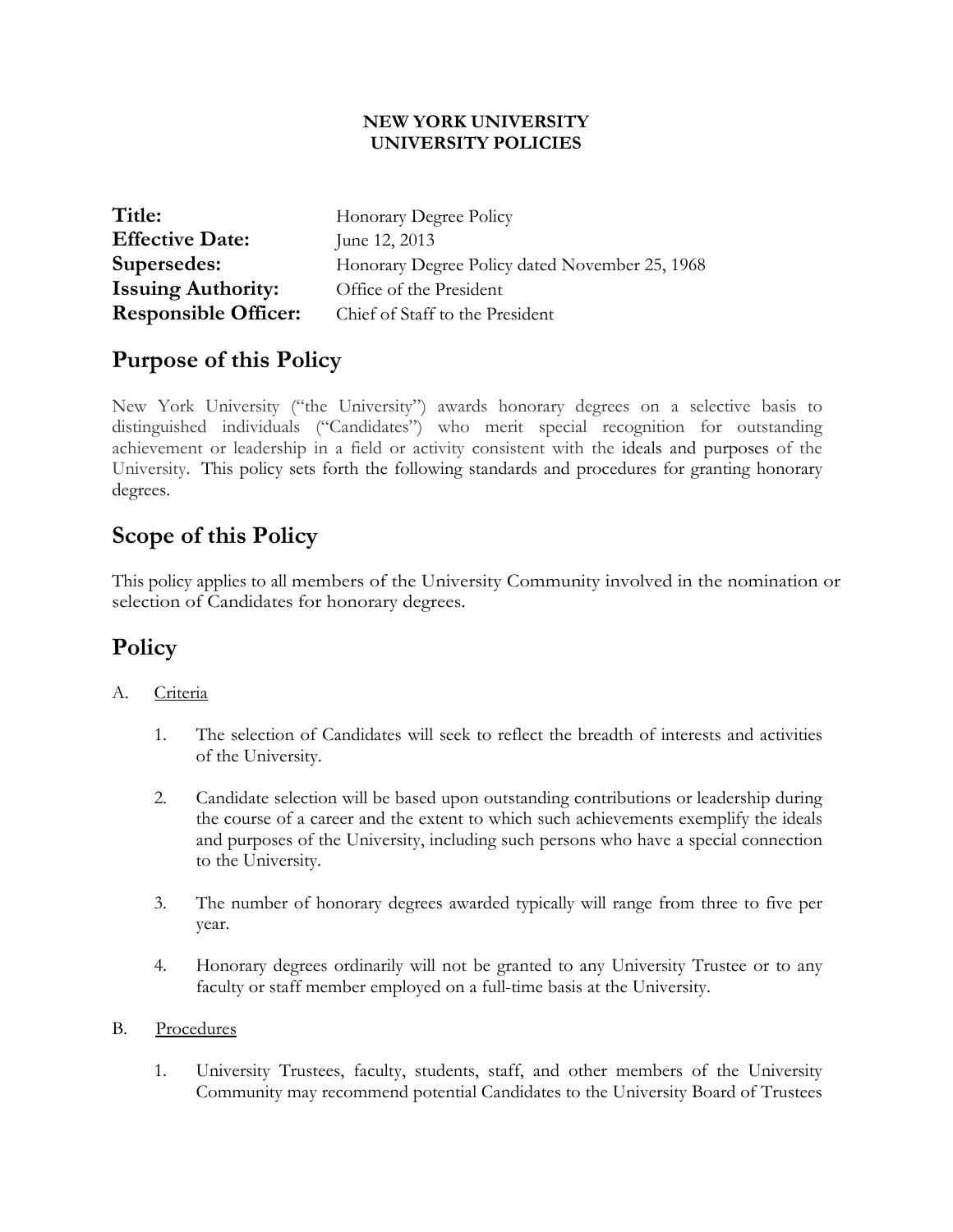**NEW YORK UNIVERSITY**
**UNIVERSITY POLICIES**

| | |
|---|---|
| **Title:** | Honorary Degree Policy |
| **Effective Date:** | June 12, 2013 |
| **Supersedes:** | Honorary Degree Policy dated November 25, 1968 |
| **Issuing Authority:** | Office of the President |
| **Responsible Officer:** | Chief of Staff to the President |

## Purpose of this Policy

New York University ("the University") awards honorary degrees on a selective basis to distinguished individuals ("Candidates") who merit special recognition for outstanding achievement or leadership in a field or activity consistent with the ideals and purposes of the University. This policy sets forth the following standards and procedures for granting honorary degrees.

## Scope of this Policy

This policy applies to all members of the University Community involved in the nomination or selection of Candidates for honorary degrees.

## Policy

A. Criteria

1. The selection of Candidates will seek to reflect the breadth of interests and activities of the University.

2. Candidate selection will be based upon outstanding contributions or leadership during the course of a career and the extent to which such achievements exemplify the ideals and purposes of the University, including such persons who have a special connection to the University.

3. The number of honorary degrees awarded typically will range from three to five per year.

4. Honorary degrees ordinarily will not be granted to any University Trustee or to any faculty or staff member employed on a full-time basis at the University.

B. Procedures

1. University Trustees, faculty, students, staff, and other members of the University Community may recommend potential Candidates to the University Board of Trustees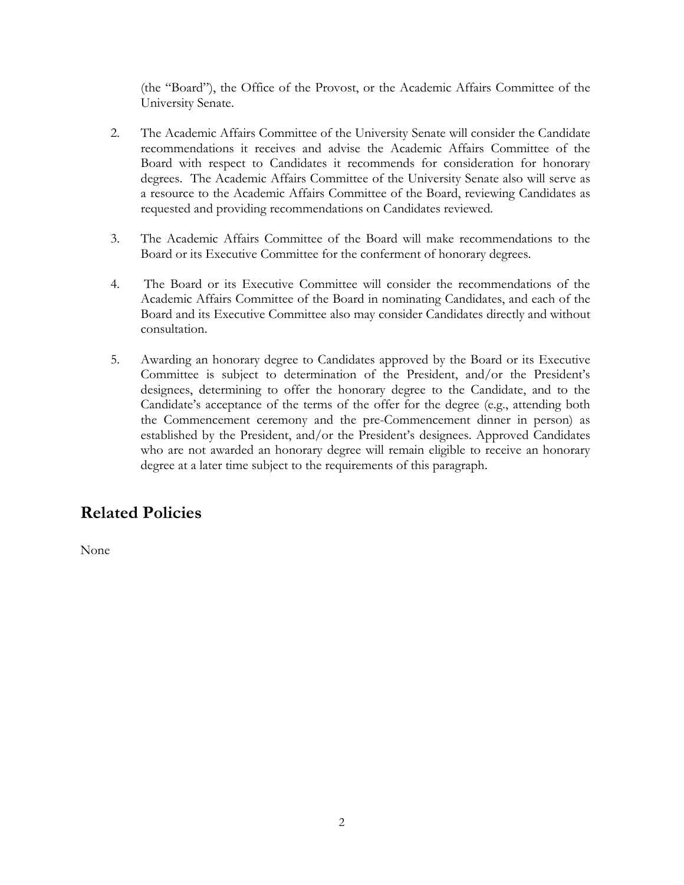(the "Board"), the Office of the Provost, or the Academic Affairs Committee of the University Senate.

2. The Academic Affairs Committee of the University Senate will consider the Candidate recommendations it receives and advise the Academic Affairs Committee of the Board with respect to Candidates it recommends for consideration for honorary degrees. The Academic Affairs Committee of the University Senate also will serve as a resource to the Academic Affairs Committee of the Board, reviewing Candidates as requested and providing recommendations on Candidates reviewed.

3. The Academic Affairs Committee of the Board will make recommendations to the Board or its Executive Committee for the conferment of honorary degrees.

4. The Board or its Executive Committee will consider the recommendations of the Academic Affairs Committee of the Board in nominating Candidates, and each of the Board and its Executive Committee also may consider Candidates directly and without consultation.

5. Awarding an honorary degree to Candidates approved by the Board or its Executive Committee is subject to determination of the President, and/or the President's designees, determining to offer the honorary degree to the Candidate, and to the Candidate's acceptance of the terms of the offer for the degree (e.g., attending both the Commencement ceremony and the pre-Commencement dinner in person) as established by the President, and/or the President's designees. Approved Candidates who are not awarded an honorary degree will remain eligible to receive an honorary degree at a later time subject to the requirements of this paragraph.

## Related Policies

None